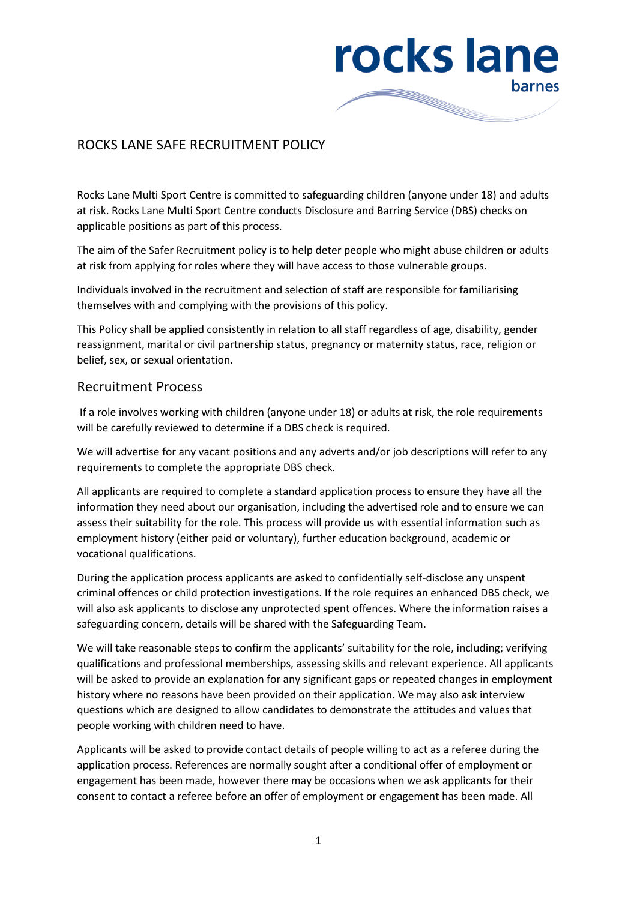# ROCKS LANE SAFE RECRUITMENT POLICY

Rocks Lane Multi Sport Centre is committed to safeguarding children (anyone under 18) and adults at risk. Rocks Lane Multi Sport Centre conducts Disclosure and Barring Service (DBS) checks on applicable positions as part of this process.

The aim of the Safer Recruitment policy is to help deter people who might abuse children or adults at risk from applying for roles where they will have access to those vulnerable groups.

Individuals involved in the recruitment and selection of staff are responsible for familiarising themselves with and complying with the provisions of this policy.

This Policy shall be applied consistently in relation to all staff regardless of age, disability, gender reassignment, marital or civil partnership status, pregnancy or maternity status, race, religion or belief, sex, or sexual orientation.

## Recruitment Process

If a role involves working with children (anyone under 18) or adults at risk, the role requirements will be carefully reviewed to determine if a DBS check is required.

We will advertise for any vacant positions and any adverts and/or job descriptions will refer to any requirements to complete the appropriate DBS check.

All applicants are required to complete a standard application process to ensure they have all the information they need about our organisation, including the advertised role and to ensure we can assess their suitability for the role. This process will provide us with essential information such as employment history (either paid or voluntary), further education background, academic or vocational qualifications.

During the application process applicants are asked to confidentially self-disclose any unspent criminal offences or child protection investigations. If the role requires an enhanced DBS check, we will also ask applicants to disclose any unprotected spent offences. Where the information raises a safeguarding concern, details will be shared with the Safeguarding Team.

We will take reasonable steps to confirm the applicants' suitability for the role, including; verifying qualifications and professional memberships, assessing skills and relevant experience. All applicants will be asked to provide an explanation for any significant gaps or repeated changes in employment history where no reasons have been provided on their application. We may also ask interview questions which are designed to allow candidates to demonstrate the attitudes and values that people working with children need to have.

Applicants will be asked to provide contact details of people willing to act as a referee during the application process. References are normally sought after a conditional offer of employment or engagement has been made, however there may be occasions when we ask applicants for their consent to contact a referee before an offer of employment or engagement has been made. All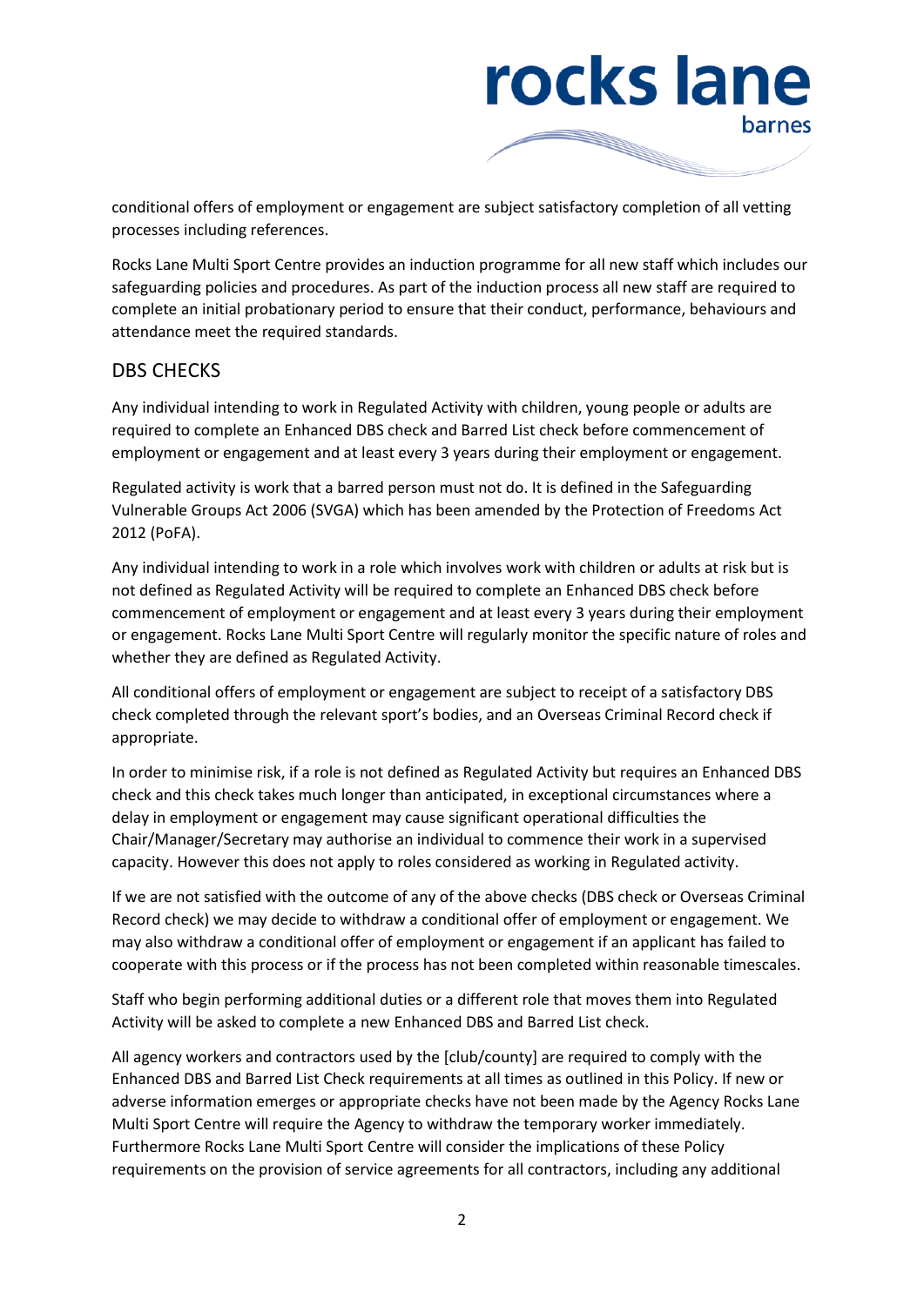conditional offers of employment or engagement are subject satisfactory completion of all vetting processes including references.

Rocks Lane Multi Sport Centre provides an induction programme for all new staff which includes our safeguarding policies and procedures. As part of the induction process all new staff are required to complete an initial probationary period to ensure that their conduct, performance, behaviours and attendance meet the required standards.

## DBS CHECKS

Any individual intending to work in Regulated Activity with children, young people or adults are required to complete an Enhanced DBS check and Barred List check before commencement of employment or engagement and at least every 3 years during their employment or engagement.

Regulated activity is work that a barred person must not do. It is defined in the Safeguarding Vulnerable Groups Act 2006 (SVGA) which has been amended by the Protection of Freedoms Act 2012 (PoFA).

Any individual intending to work in a role which involves work with children or adults at risk but is not defined as Regulated Activity will be required to complete an Enhanced DBS check before commencement of employment or engagement and at least every 3 years during their employment or engagement. Rocks Lane Multi Sport Centre will regularly monitor the specific nature of roles and whether they are defined as Regulated Activity.

All conditional offers of employment or engagement are subject to receipt of a satisfactory DBS check completed through the relevant sport's bodies, and an Overseas Criminal Record check if appropriate.

In order to minimise risk, if a role is not defined as Regulated Activity but requires an Enhanced DBS check and this check takes much longer than anticipated, in exceptional circumstances where a delay in employment or engagement may cause significant operational difficulties the Chair/Manager/Secretary may authorise an individual to commence their work in a supervised capacity. However this does not apply to roles considered as working in Regulated activity.

If we are not satisfied with the outcome of any of the above checks (DBS check or Overseas Criminal Record check) we may decide to withdraw a conditional offer of employment or engagement. We may also withdraw a conditional offer of employment or engagement if an applicant has failed to cooperate with this process or if the process has not been completed within reasonable timescales.

Staff who begin performing additional duties or a different role that moves them into Regulated Activity will be asked to complete a new Enhanced DBS and Barred List check.

All agency workers and contractors used by the [club/county] are required to comply with the Enhanced DBS and Barred List Check requirements at all times as outlined in this Policy. If new or adverse information emerges or appropriate checks have not been made by the Agency Rocks Lane Multi Sport Centre will require the Agency to withdraw the temporary worker immediately. Furthermore Rocks Lane Multi Sport Centre will consider the implications of these Policy requirements on the provision of service agreements for all contractors, including any additional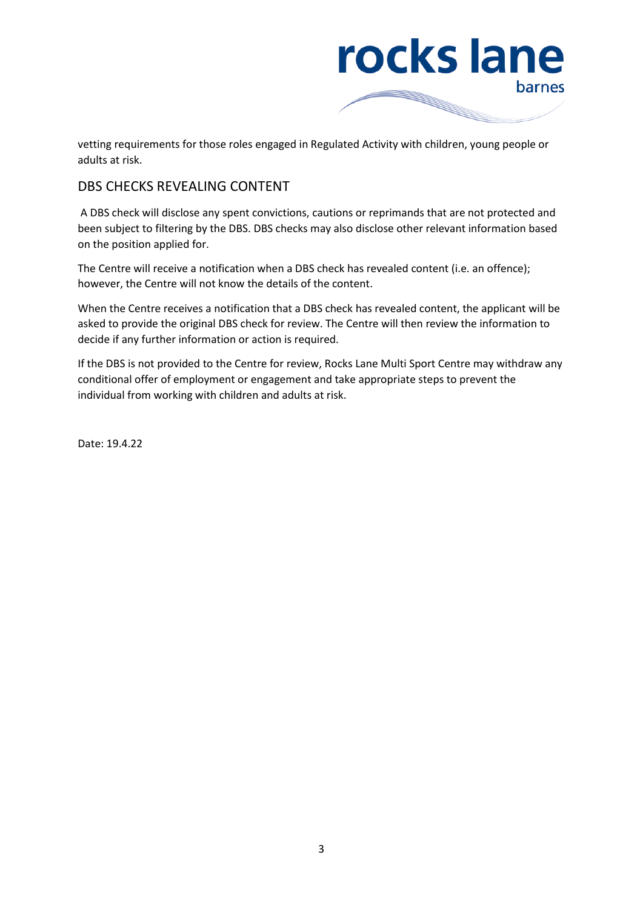vetting requirements for those roles engaged in Regulated Activity with children, young people or adults at risk.

## DBS CHECKS REVEALING CONTENT

A DBS check will disclose any spent convictions, cautions or reprimands that are not protected and been subject to filtering by the DBS. DBS checks may also disclose other relevant information based on the position applied for.

The Centre will receive a notification when a DBS check has revealed content (i.e. an offence); however, the Centre will not know the details of the content.

When the Centre receives a notification that a DBS check has revealed content, the applicant will be asked to provide the original DBS check for review. The Centre will then review the information to decide if any further information or action is required.

If the DBS is not provided to the Centre for review, Rocks Lane Multi Sport Centre may withdraw any conditional offer of employment or engagement and take appropriate steps to prevent the individual from working with children and adults at risk.

Date: 19.4.22